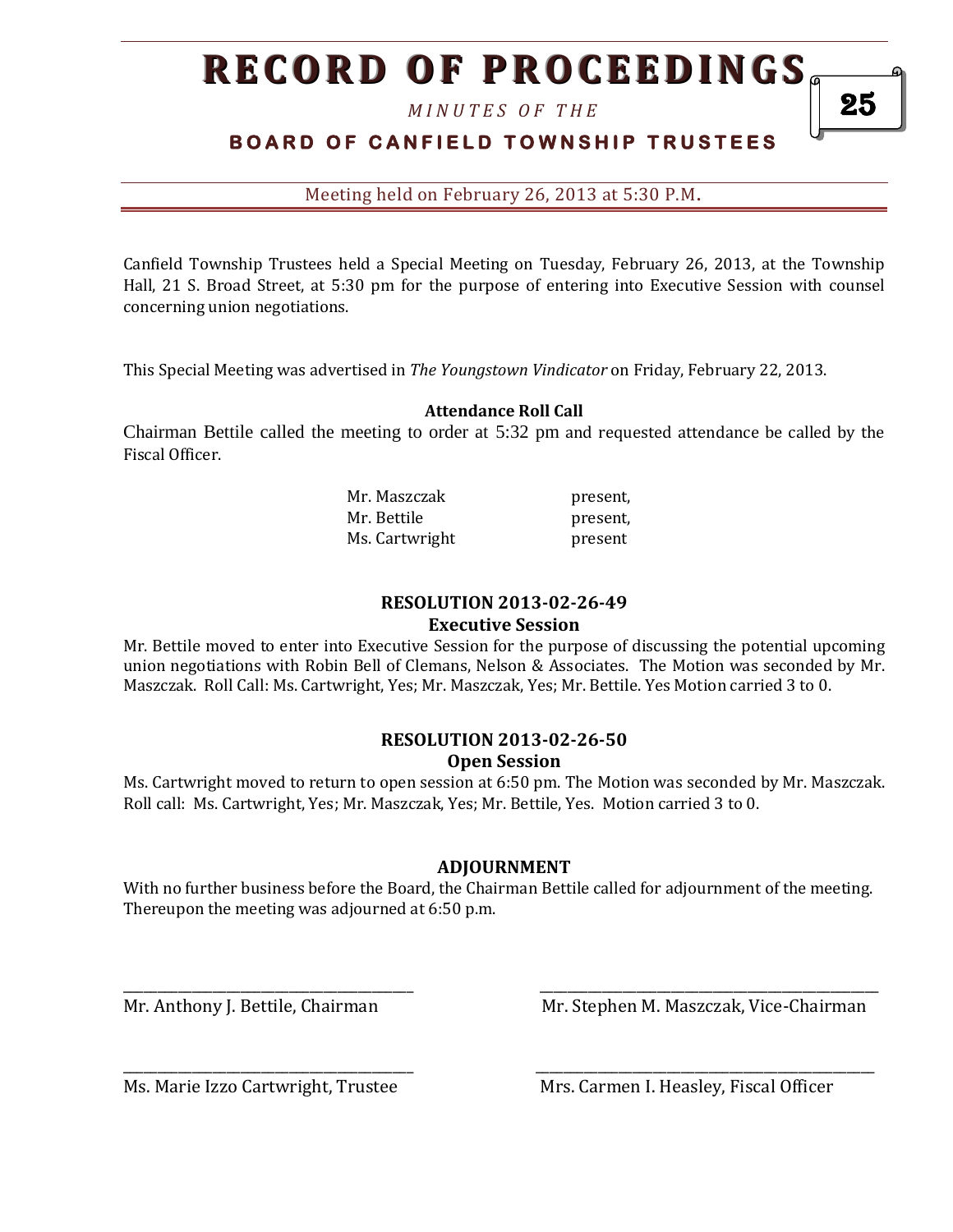# RECORD OF PROCEEDINGS

*MINUTES OF THE*

**BOARD OF CANFIELD TOWNSHIP TRUSTEES**

Meeting held on February 26, 2013 at 5:30 P.M.

Canfield Township Trustees held a Special Meeting on Tuesday, February 26, 2013, at the Township Hall, 21 S. Broad Street, at 5:30 pm for the purpose of entering into Executive Session with counsel concerning union negotiations.

This Special Meeting was advertised in *The Youngstown Vindicator* on Friday, February 22, 2013.

**Attendance Roll Call**

Chairman Bettile called the meeting to order at 5:32 pm and requested attendance be called by the Fiscal Officer.

| | |
|---|---|
| Mr. Maszczak | present, |
| Mr. Bettile | present, |
| Ms. Cartwright | present |

**RESOLUTION 2013-02-26-49**
**Executive Session**

Mr. Bettile moved to enter into Executive Session for the purpose of discussing the potential upcoming union negotiations with Robin Bell of Clemans, Nelson & Associates. The Motion was seconded by Mr. Maszczak. Roll Call: Ms. Cartwright, Yes; Mr. Maszczak, Yes; Mr. Bettile. Yes Motion carried 3 to 0.

**RESOLUTION 2013-02-26-50**
**Open Session**

Ms. Cartwright moved to return to open session at 6:50 pm. The Motion was seconded by Mr. Maszczak. Roll call: Ms. Cartwright, Yes; Mr. Maszczak, Yes; Mr. Bettile, Yes. Motion carried 3 to 0.

**ADJOURNMENT**

With no further business before the Board, the Chairman Bettile called for adjournment of the meeting. Thereupon the meeting was adjourned at 6:50 p.m.

\_\_\_\_\_\_\_\_\_\_\_\_\_\_\_\_\_\_\_\_\_\_\_\_\_\_\_\_\_\_\_\_\_\_\_\_\_\_
Mr. Anthony J. Bettile, Chairman

\_\_\_\_\_\_\_\_\_\_\_\_\_\_\_\_\_\_\_\_\_\_\_\_\_\_\_\_\_\_\_\_\_\_\_\_\_\_
Mr. Stephen M. Maszczak, Vice-Chairman

\_\_\_\_\_\_\_\_\_\_\_\_\_\_\_\_\_\_\_\_\_\_\_\_\_\_\_\_\_\_\_\_\_\_\_\_\_\_
Ms. Marie Izzo Cartwright, Trustee

\_\_\_\_\_\_\_\_\_\_\_\_\_\_\_\_\_\_\_\_\_\_\_\_\_\_\_\_\_\_\_\_\_\_\_\_\_\_
Mrs. Carmen I. Heasley, Fiscal Officer